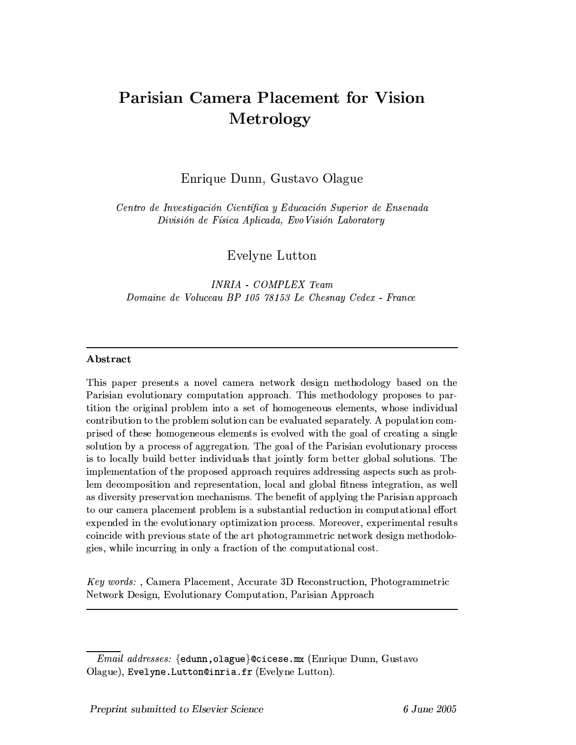# Parisian Camera Placement for Vision Metrology

Enrique Dunn, Gustavo Olague

*Centro de Investigación Científica y Educación Superior de Ensenada*
*División de Física Aplicada, EvoVisión Laboratory*

Evelyne Lutton

*INRIA - COMPLEX Team*
*Domaine de Voluceau BP 105 78153 Le Chesnay Cedex - France*

---

## Abstract

This paper presents a novel camera network design methodology based on the Parisian evolutionary computation approach. This methodology proposes to partition the original problem into a set of homogeneous elements, whose individual contribution to the problem solution can be evaluated separately. A population comprised of these homogeneous elements is evolved with the goal of creating a single solution by a process of aggregation. The goal of the Parisian evolutionary process is to locally build better individuals that jointly form better global solutions. The implementation of the proposed approach requires addressing aspects such as problem decomposition and representation, local and global fitness integration, as well as diversity preservation mechanisms. The benefit of applying the Parisian approach to our camera placement problem is a substantial reduction in computational effort expended in the evolutionary optimization process. Moreover, experimental results coincide with previous state of the art photogrammetric network design methodologies, while incurring in only a fraction of the computational cost.

*Key words:* , Camera Placement, Accurate 3D Reconstruction, Photogrammetric Network Design, Evolutionary Computation, Parisian Approach

---

*Email addresses:* {edunn,olague}@cicese.mx (Enrique Dunn, Gustavo Olague), Evelyne.Lutton@inria.fr (Evelyne Lutton).

Preprint submitted to Elsevier Science — 6 June 2005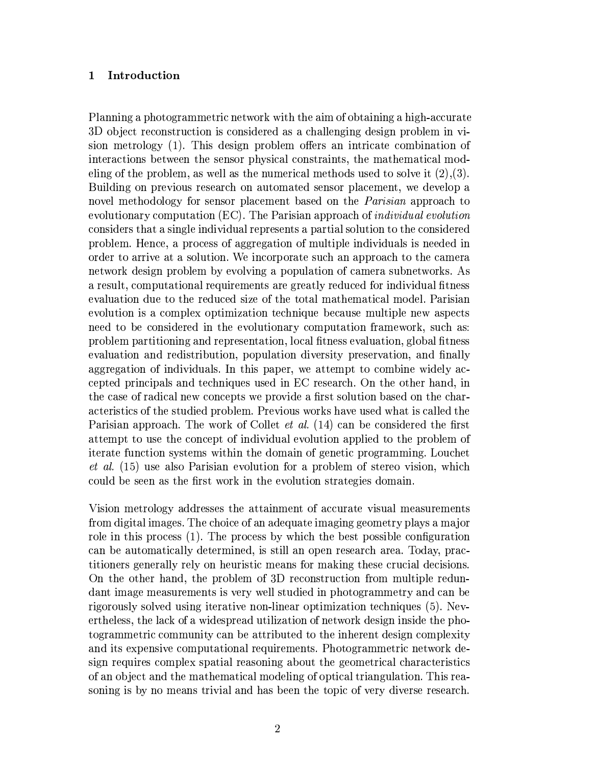## 1 Introduction

Planning a photogrammetric network with the aim of obtaining a high-accurate 3D object reconstruction is considered as a challenging design problem in vision metrology (1). This design problem offers an intricate combination of interactions between the sensor physical constraints, the mathematical modeling of the problem, as well as the numerical methods used to solve it (2),(3). Building on previous research on automated sensor placement, we develop a novel methodology for sensor placement based on the *Parisian* approach to evolutionary computation (EC). The Parisian approach of *individual evolution* considers that a single individual represents a partial solution to the considered problem. Hence, a process of aggregation of multiple individuals is needed in order to arrive at a solution. We incorporate such an approach to the camera network design problem by evolving a population of camera subnetworks. As a result, computational requirements are greatly reduced for individual fitness evaluation due to the reduced size of the total mathematical model. Parisian evolution is a complex optimization technique because multiple new aspects need to be considered in the evolutionary computation framework, such as: problem partitioning and representation, local fitness evaluation, global fitness evaluation and redistribution, population diversity preservation, and finally aggregation of individuals. In this paper, we attempt to combine widely accepted principals and techniques used in EC research. On the other hand, in the case of radical new concepts we provide a first solution based on the characteristics of the studied problem. Previous works have used what is called the Parisian approach. The work of Collet *et al.* (14) can be considered the first attempt to use the concept of individual evolution applied to the problem of iterate function systems within the domain of genetic programming. Louchet *et al.* (15) use also Parisian evolution for a problem of stereo vision, which could be seen as the first work in the evolution strategies domain.

Vision metrology addresses the attainment of accurate visual measurements from digital images. The choice of an adequate imaging geometry plays a major role in this process (1). The process by which the best possible configuration can be automatically determined, is still an open research area. Today, practitioners generally rely on heuristic means for making these crucial decisions. On the other hand, the problem of 3D reconstruction from multiple redundant image measurements is very well studied in photogrammetry and can be rigorously solved using iterative non-linear optimization techniques (5). Nevertheless, the lack of a widespread utilization of network design inside the photogrammetric community can be attributed to the inherent design complexity and its expensive computational requirements. Photogrammetric network design requires complex spatial reasoning about the geometrical characteristics of an object and the mathematical modeling of optical triangulation. This reasoning is by no means trivial and has been the topic of very diverse research.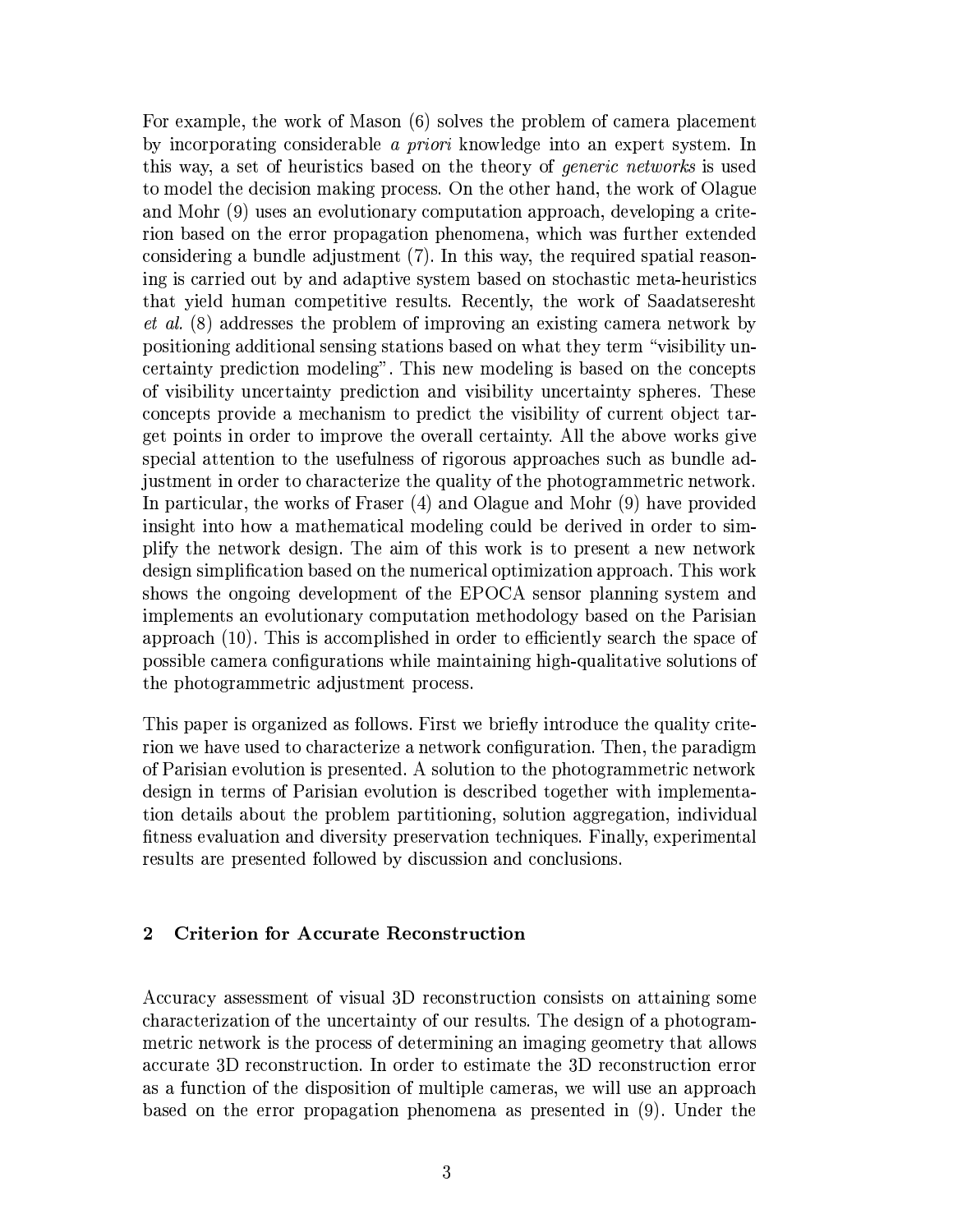For example, the work of Mason (6) solves the problem of camera placement by incorporating considerable *a priori* knowledge into an expert system. In this way, a set of heuristics based on the theory of *generic networks* is used to model the decision making process. On the other hand, the work of Olague and Mohr (9) uses an evolutionary computation approach, developing a criterion based on the error propagation phenomena, which was further extended considering a bundle adjustment (7). In this way, the required spatial reasoning is carried out by and adaptive system based on stochastic meta-heuristics that yield human competitive results. Recently, the work of Saadatseresht *et al.* (8) addresses the problem of improving an existing camera network by positioning additional sensing stations based on what they term "visibility uncertainty prediction modeling". This new modeling is based on the concepts of visibility uncertainty prediction and visibility uncertainty spheres. These concepts provide a mechanism to predict the visibility of current object target points in order to improve the overall certainty. All the above works give special attention to the usefulness of rigorous approaches such as bundle adjustment in order to characterize the quality of the photogrammetric network. In particular, the works of Fraser (4) and Olague and Mohr (9) have provided insight into how a mathematical modeling could be derived in order to simplify the network design. The aim of this work is to present a new network design simplification based on the numerical optimization approach. This work shows the ongoing development of the EPOCA sensor planning system and implements an evolutionary computation methodology based on the Parisian approach (10). This is accomplished in order to efficiently search the space of possible camera configurations while maintaining high-qualitative solutions of the photogrammetric adjustment process.

This paper is organized as follows. First we briefly introduce the quality criterion we have used to characterize a network configuration. Then, the paradigm of Parisian evolution is presented. A solution to the photogrammetric network design in terms of Parisian evolution is described together with implementation details about the problem partitioning, solution aggregation, individual fitness evaluation and diversity preservation techniques. Finally, experimental results are presented followed by discussion and conclusions.

## 2 Criterion for Accurate Reconstruction

Accuracy assessment of visual 3D reconstruction consists on attaining some characterization of the uncertainty of our results. The design of a photogrammetric network is the process of determining an imaging geometry that allows accurate 3D reconstruction. In order to estimate the 3D reconstruction error as a function of the disposition of multiple cameras, we will use an approach based on the error propagation phenomena as presented in (9). Under the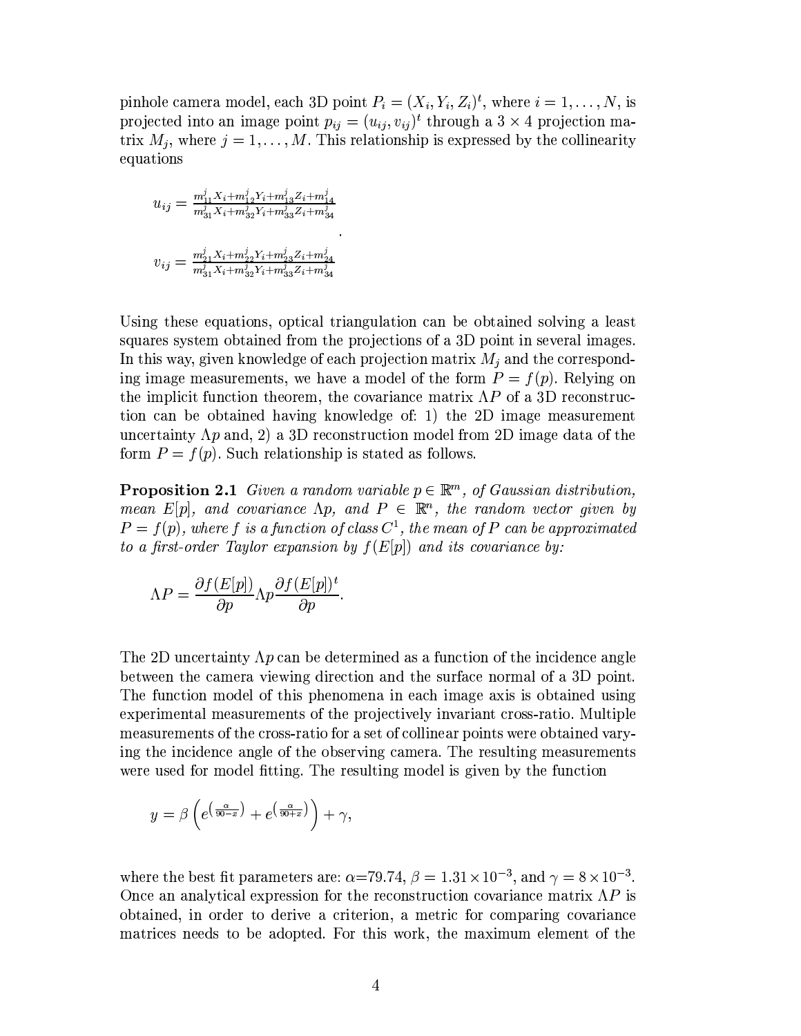pinhole camera model, each 3D point $P_i = (X_i, Y_i, Z_i)^t$, where $i = 1, \ldots, N$, is projected into an image point $p_{ij} = (u_{ij}, v_{ij})^t$ through a $3 \times 4$ projection matrix $M_j$, where $j = 1, \ldots, M$. This relationship is expressed by the collinearity equations

$$u_{ij} = \frac{m^j_{11} X_i + m^j_{12} Y_i + m^j_{13} Z_i + m^j_{14}}{m^j_{31} X_i + m^j_{32} Y_i + m^j_{33} Z_i + m^j_{34}}$$

$$v_{ij} = \frac{m^j_{21} X_i + m^j_{22} Y_i + m^j_{23} Z_i + m^j_{24}}{m^j_{31} X_i + m^j_{32} Y_i + m^j_{33} Z_i + m^j_{34}}.$$

Using these equations, optical triangulation can be obtained solving a least squares system obtained from the projections of a 3D point in several images. In this way, given knowledge of each projection matrix $M_j$ and the corresponding image measurements, we have a model of the form $P = f(p)$. Relying on the implicit function theorem, the covariance matrix $\Lambda P$ of a 3D reconstruction can be obtained having knowledge of: 1) the 2D image measurement uncertainty $\Lambda p$ and, 2) a 3D reconstruction model from 2D image data of the form $P = f(p)$. Such relationship is stated as follows.

**Proposition 2.1** *Given a random variable $p \in \mathbb{R}^m$, of Gaussian distribution, mean $E[p]$, and covariance $\Lambda p$, and $P \in \mathbb{R}^n$, the random vector given by $P = f(p)$, where $f$ is a function of class $C^1$, the mean of $P$ can be approximated to a first-order Taylor expansion by $f(E[p])$ and its covariance by:*

$$\Lambda P = \frac{\partial f(E[p])}{\partial p} \Lambda p \frac{\partial f(E[p])^t}{\partial p}.$$

The 2D uncertainty $\Lambda p$ can be determined as a function of the incidence angle between the camera viewing direction and the surface normal of a 3D point. The function model of this phenomena in each image axis is obtained using experimental measurements of the projectively invariant cross-ratio. Multiple measurements of the cross-ratio for a set of collinear points were obtained varying the incidence angle of the observing camera. The resulting measurements were used for model fitting. The resulting model is given by the function

$$y = \beta \left( e^{\left(\frac{\alpha}{90 - x}\right)} + e^{\left(\frac{\alpha}{90 + x}\right)} \right) + \gamma,$$

where the best fit parameters are: $\alpha$=79.74, $\beta = 1.31 \times 10^{-3}$, and $\gamma = 8 \times 10^{-3}$. Once an analytical expression for the reconstruction covariance matrix $\Lambda P$ is obtained, in order to derive a criterion, a metric for comparing covariance matrices needs to be adopted. For this work, the maximum element of the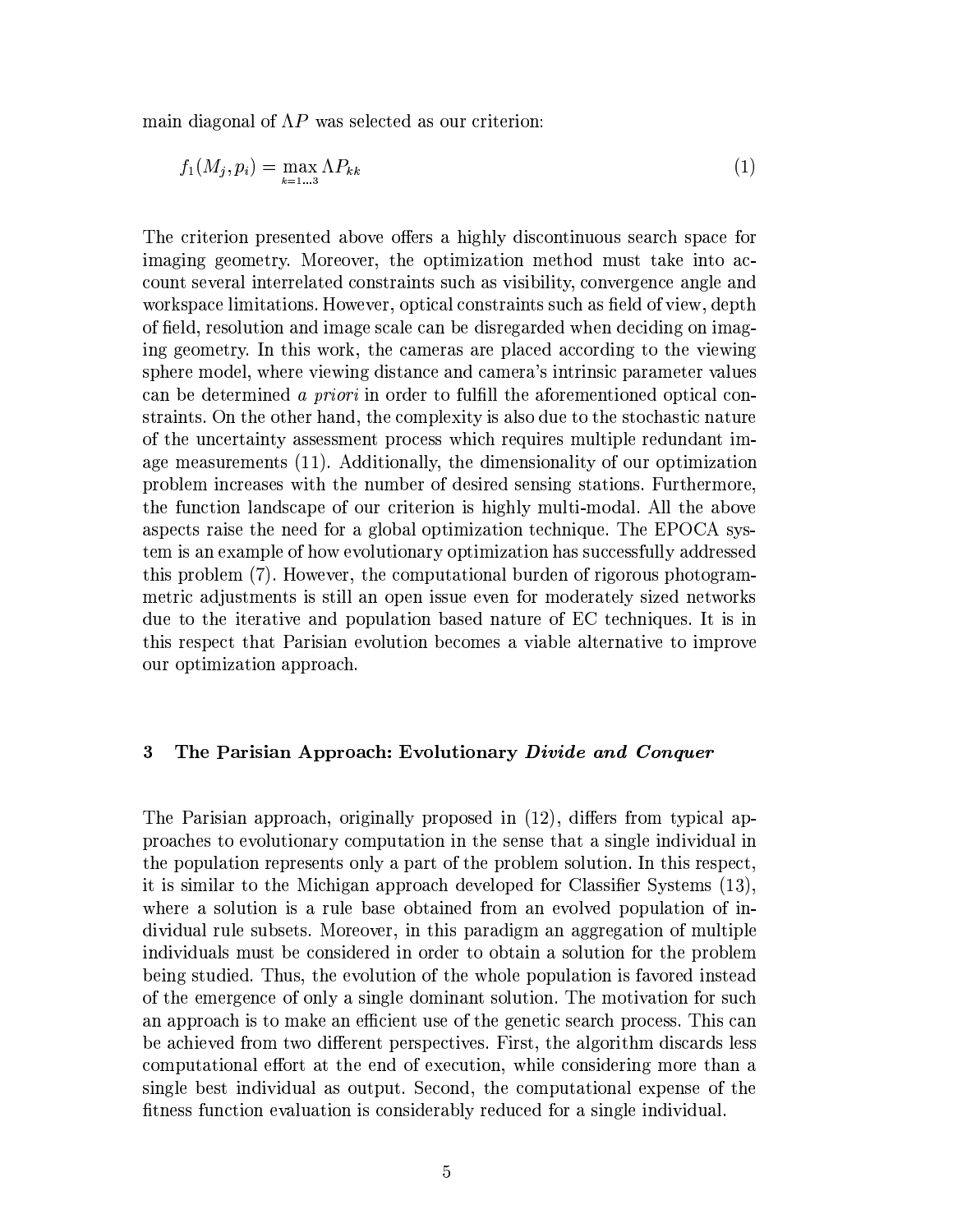main diagonal of $\Lambda P$ was selected as our criterion:

$$f_1(M_j, p_i) = \max_{k=1\ldots3} \Lambda P_{kk} \tag{1}$$

The criterion presented above offers a highly discontinuous search space for imaging geometry. Moreover, the optimization method must take into account several interrelated constraints such as visibility, convergence angle and workspace limitations. However, optical constraints such as field of view, depth of field, resolution and image scale can be disregarded when deciding on imaging geometry. In this work, the cameras are placed according to the viewing sphere model, where viewing distance and camera's intrinsic parameter values can be determined *a priori* in order to fulfill the aforementioned optical constraints. On the other hand, the complexity is also due to the stochastic nature of the uncertainty assessment process which requires multiple redundant image measurements (11). Additionally, the dimensionality of our optimization problem increases with the number of desired sensing stations. Furthermore, the function landscape of our criterion is highly multi-modal. All the above aspects raise the need for a global optimization technique. The EPOCA system is an example of how evolutionary optimization has successfully addressed this problem (7). However, the computational burden of rigorous photogrammetric adjustments is still an open issue even for moderately sized networks due to the iterative and population based nature of EC techniques. It is in this respect that Parisian evolution becomes a viable alternative to improve our optimization approach.

## 3 The Parisian Approach: Evolutionary *Divide and Conquer*

The Parisian approach, originally proposed in (12), differs from typical approaches to evolutionary computation in the sense that a single individual in the population represents only a part of the problem solution. In this respect, it is similar to the Michigan approach developed for Classifier Systems (13), where a solution is a rule base obtained from an evolved population of individual rule subsets. Moreover, in this paradigm an aggregation of multiple individuals must be considered in order to obtain a solution for the problem being studied. Thus, the evolution of the whole population is favored instead of the emergence of only a single dominant solution. The motivation for such an approach is to make an efficient use of the genetic search process. This can be achieved from two different perspectives. First, the algorithm discards less computational effort at the end of execution, while considering more than a single best individual as output. Second, the computational expense of the fitness function evaluation is considerably reduced for a single individual.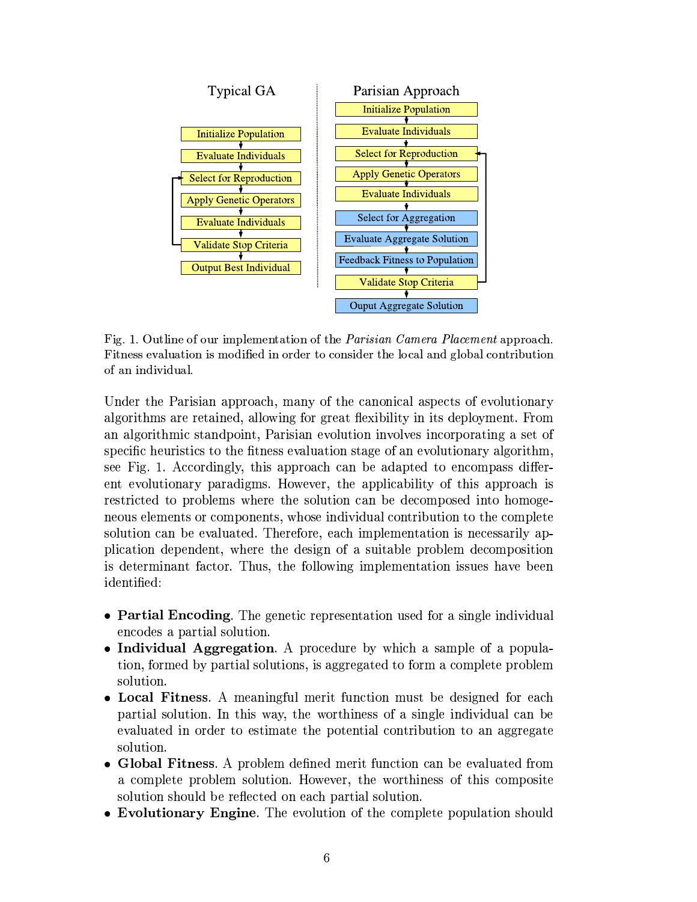Typical GA

- Initialize Population
- Evaluate Individuals
- Select for Reproduction
- Apply Genetic Operators
- Evaluate Individuals
- Validate Stop Criteria
- Output Best Individual

Parisian Approach

- Initialize Population
- Evaluate Individuals
- Select for Reproduction
- Apply Genetic Operators
- Evaluate Individuals
- Select for Aggregation
- Evaluate Aggregate Solution
- Feedback Fitness to Population
- Validate Stop Criteria
- Ouput Aggregate Solution

Fig. 1. Outline of our implementation of the *Parisian Camera Placement* approach. Fitness evaluation is modified in order to consider the local and global contribution of an individual.

Under the Parisian approach, many of the canonical aspects of evolutionary algorithms are retained, allowing for great flexibility in its deployment. From an algorithmic standpoint, Parisian evolution involves incorporating a set of specific heuristics to the fitness evaluation stage of an evolutionary algorithm, see Fig. 1. Accordingly, this approach can be adapted to encompass different evolutionary paradigms. However, the applicability of this approach is restricted to problems where the solution can be decomposed into homogeneous elements or components, whose individual contribution to the complete solution can be evaluated. Therefore, each implementation is necessarily application dependent, where the design of a suitable problem decomposition is determinant factor. Thus, the following implementation issues have been identified:

- **Partial Encoding**. The genetic representation used for a single individual encodes a partial solution.
- **Individual Aggregation**. A procedure by which a sample of a population, formed by partial solutions, is aggregated to form a complete problem solution.
- **Local Fitness**. A meaningful merit function must be designed for each partial solution. In this way, the worthiness of a single individual can be evaluated in order to estimate the potential contribution to an aggregate solution.
- **Global Fitness**. A problem defined merit function can be evaluated from a complete problem solution. However, the worthiness of this composite solution should be reflected on each partial solution.
- **Evolutionary Engine**. The evolution of the complete population should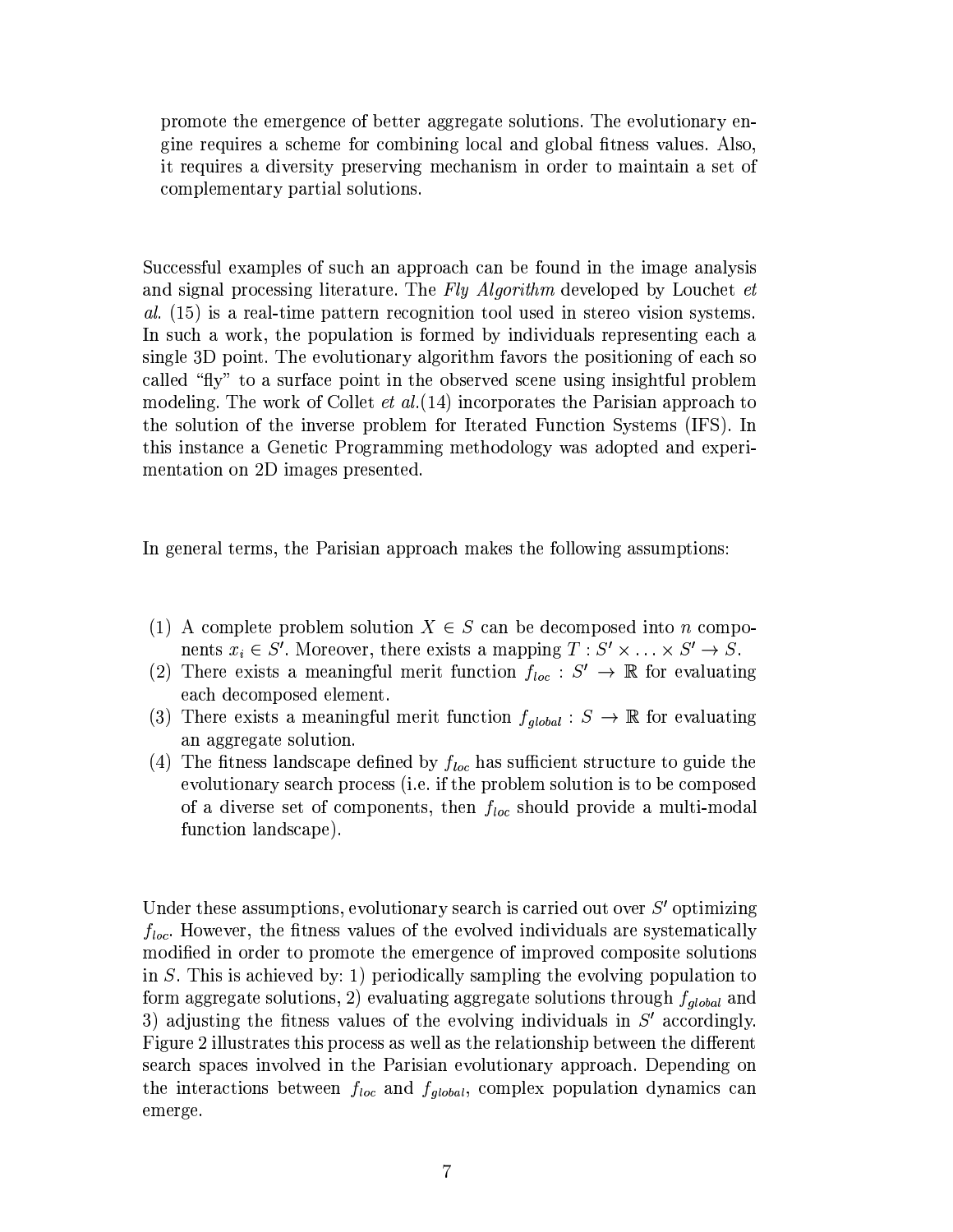promote the emergence of better aggregate solutions. The evolutionary engine requires a scheme for combining local and global fitness values. Also, it requires a diversity preserving mechanism in order to maintain a set of complementary partial solutions.

Successful examples of such an approach can be found in the image analysis and signal processing literature. The *Fly Algorithm* developed by Louchet *et al.* (15) is a real-time pattern recognition tool used in stereo vision systems. In such a work, the population is formed by individuals representing each a single 3D point. The evolutionary algorithm favors the positioning of each so called "fly" to a surface point in the observed scene using insightful problem modeling. The work of Collet *et al.*(14) incorporates the Parisian approach to the solution of the inverse problem for Iterated Function Systems (IFS). In this instance a Genetic Programming methodology was adopted and experimentation on 2D images presented.

In general terms, the Parisian approach makes the following assumptions:

(1) A complete problem solution $X \in S$ can be decomposed into $n$ components $x_i \in S'$. Moreover, there exists a mapping $T : S' \times \ldots \times S' \rightarrow S$.
(2) There exists a meaningful merit function $f_{loc} : S' \rightarrow \mathbb{R}$ for evaluating each decomposed element.
(3) There exists a meaningful merit function $f_{global} : S \rightarrow \mathbb{R}$ for evaluating an aggregate solution.
(4) The fitness landscape defined by $f_{loc}$ has sufficient structure to guide the evolutionary search process (i.e. if the problem solution is to be composed of a diverse set of components, then $f_{loc}$ should provide a multi-modal function landscape).

Under these assumptions, evolutionary search is carried out over $S'$ optimizing $f_{loc}$. However, the fitness values of the evolved individuals are systematically modified in order to promote the emergence of improved composite solutions in $S$. This is achieved by: 1) periodically sampling the evolving population to form aggregate solutions, 2) evaluating aggregate solutions through $f_{global}$ and 3) adjusting the fitness values of the evolving individuals in $S'$ accordingly. Figure 2 illustrates this process as well as the relationship between the different search spaces involved in the Parisian evolutionary approach. Depending on the interactions between $f_{loc}$ and $f_{global}$, complex population dynamics can emerge.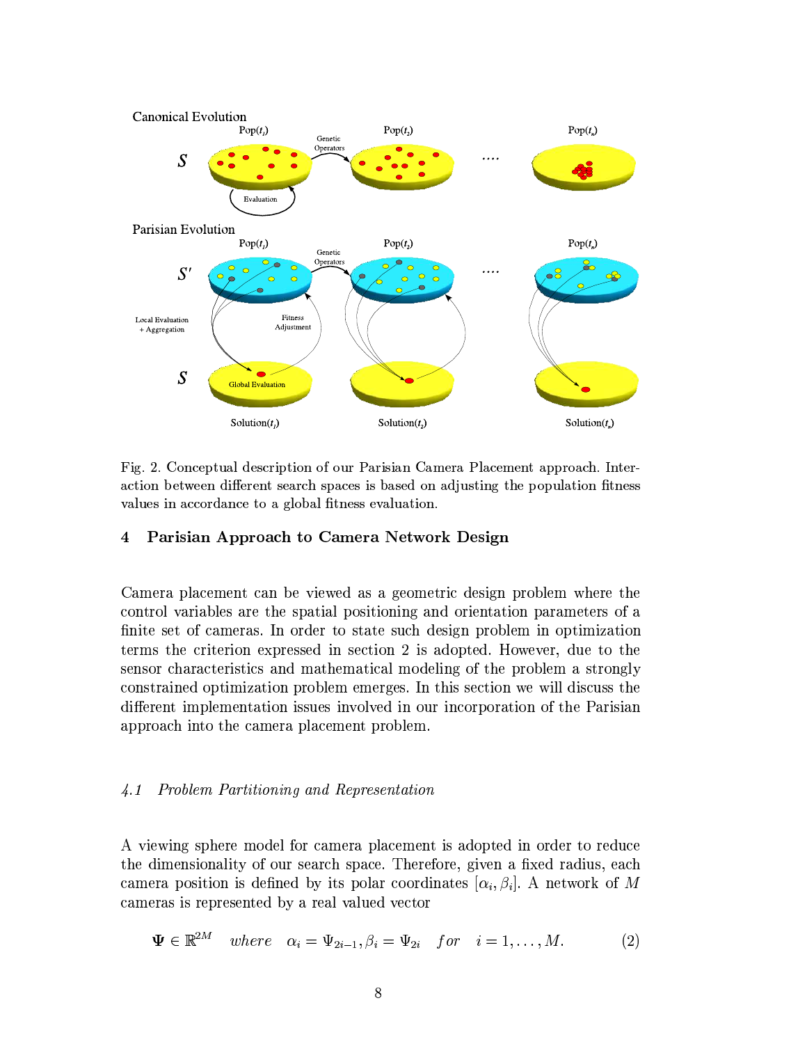Fig. 2. Conceptual description of our Parisian Camera Placement approach. Interaction between different search spaces is based on adjusting the population fitness values in accordance to a global fitness evaluation.

## 4 Parisian Approach to Camera Network Design

Camera placement can be viewed as a geometric design problem where the control variables are the spatial positioning and orientation parameters of a finite set of cameras. In order to state such design problem in optimization terms the criterion expressed in section 2 is adopted. However, due to the sensor characteristics and mathematical modeling of the problem a strongly constrained optimization problem emerges. In this section we will discuss the different implementation issues involved in our incorporation of the Parisian approach into the camera placement problem.

### *4.1 Problem Partitioning and Representation*

A viewing sphere model for camera placement is adopted in order to reduce the dimensionality of our search space. Therefore, given a fixed radius, each camera position is defined by its polar coordinates $[\alpha_i, \beta_i]$. A network of $M$ cameras is represented by a real valued vector

$$\mathbf{\Psi} \in \mathbb{R}^{2M} \quad where \quad \alpha_i = \Psi_{2i-1}, \beta_i = \Psi_{2i} \quad for \quad i = 1, \ldots, M. \tag{2}$$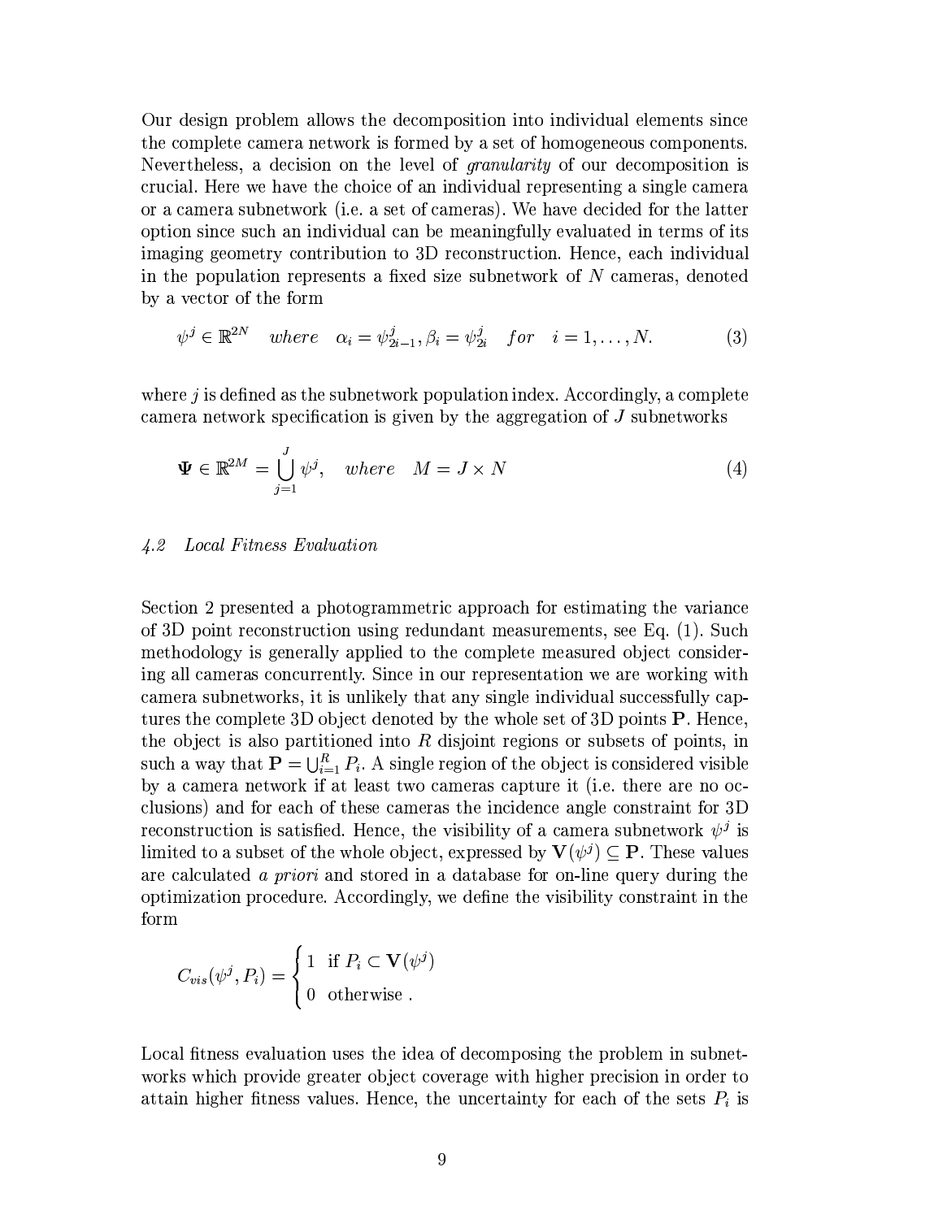Our design problem allows the decomposition into individual elements since the complete camera network is formed by a set of homogeneous components. Nevertheless, a decision on the level of *granularity* of our decomposition is crucial. Here we have the choice of an individual representing a single camera or a camera subnetwork (i.e. a set of cameras). We have decided for the latter option since such an individual can be meaningfully evaluated in terms of its imaging geometry contribution to 3D reconstruction. Hence, each individual in the population represents a fixed size subnetwork of $N$ cameras, denoted by a vector of the form

$$\psi^j \in \mathbb{R}^{2N} \quad where \quad \alpha_i = \psi^j_{2i-1}, \beta_i = \psi^j_{2i} \quad for \quad i = 1, \ldots, N. \tag{3}$$

where $j$ is defined as the subnetwork population index. Accordingly, a complete camera network specification is given by the aggregation of $J$ subnetworks

$$\mathbf{\Psi} \in \mathbb{R}^{2M} = \bigcup_{j=1}^{J} \psi^j, \quad where \quad M = J \times N \tag{4}$$

### *4.2 Local Fitness Evaluation*

Section 2 presented a photogrammetric approach for estimating the variance of 3D point reconstruction using redundant measurements, see Eq. (1). Such methodology is generally applied to the complete measured object considering all cameras concurrently. Since in our representation we are working with camera subnetworks, it is unlikely that any single individual successfully captures the complete 3D object denoted by the whole set of 3D points $\mathbf{P}$. Hence, the object is also partitioned into $R$ disjoint regions or subsets of points, in such a way that $\mathbf{P} = \bigcup_{i=1}^{R} P_i$. A single region of the object is considered visible by a camera network if at least two cameras capture it (i.e. there are no occlusions) and for each of these cameras the incidence angle constraint for 3D reconstruction is satisfied. Hence, the visibility of a camera subnetwork $\psi^j$ is limited to a subset of the whole object, expressed by $\mathbf{V}(\psi^j) \subseteq \mathbf{P}$. These values are calculated *a priori* and stored in a database for on-line query during the optimization procedure. Accordingly, we define the visibility constraint in the form

$$C_{vis}(\psi^j, P_i) = \begin{cases} 1 & \text{if } P_i \subset \mathbf{V}(\psi^j) \\ 0 & \text{otherwise .} \end{cases}$$

Local fitness evaluation uses the idea of decomposing the problem in subnetworks which provide greater object coverage with higher precision in order to attain higher fitness values. Hence, the uncertainty for each of the sets $P_i$ is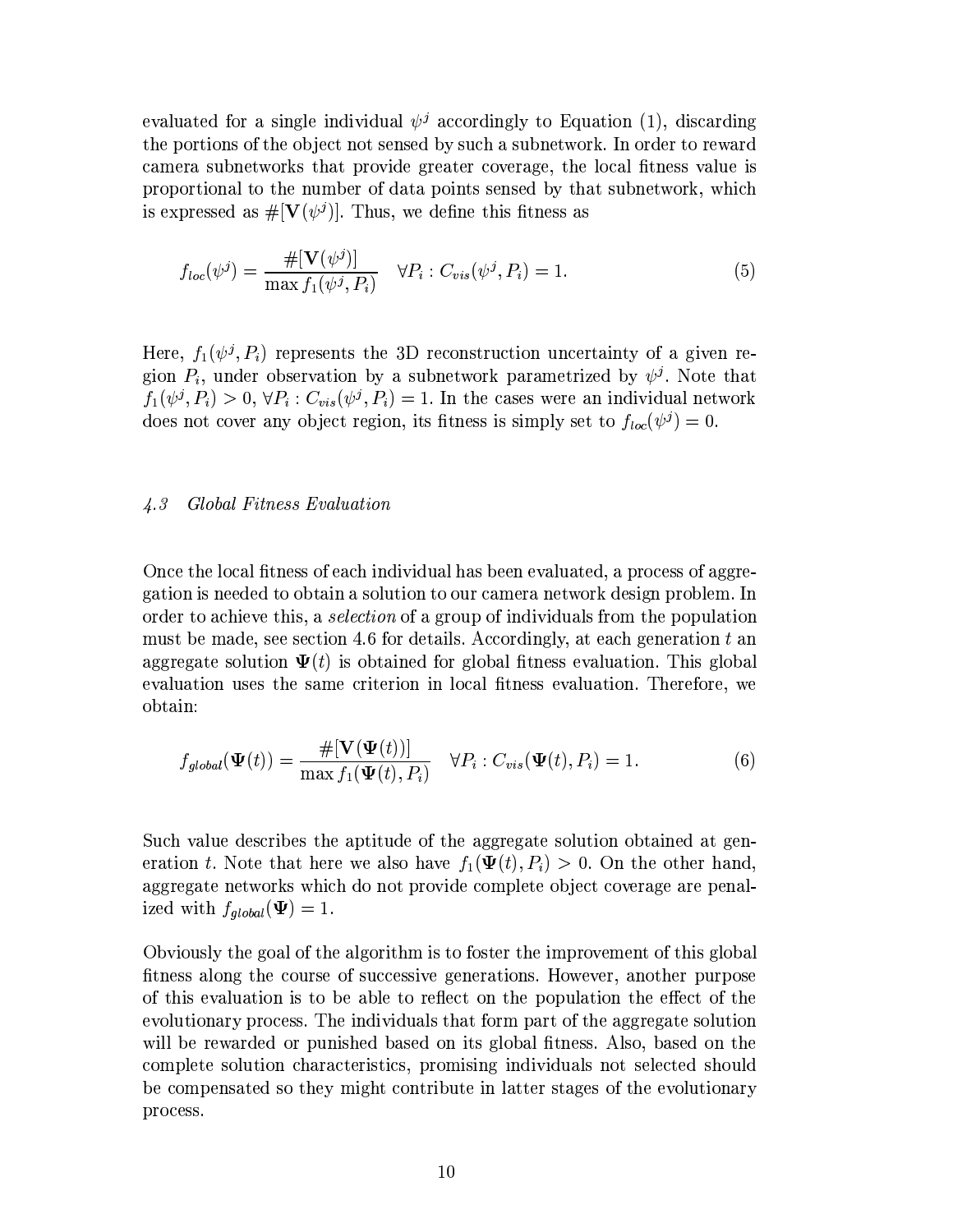evaluated for a single individual $\psi^j$ accordingly to Equation (1), discarding the portions of the object not sensed by such a subnetwork. In order to reward camera subnetworks that provide greater coverage, the local fitness value is proportional to the number of data points sensed by that subnetwork, which is expressed as $\#[\mathbf{V}(\psi^j)]$. Thus, we define this fitness as

$$f_{loc}(\psi^j) = \frac{\#[\mathbf{V}(\psi^j)]}{\max f_1(\psi^j, P_i)} \quad \forall P_i : C_{vis}(\psi^j, P_i) = 1. \tag{5}$$

Here, $f_1(\psi^j, P_i)$ represents the 3D reconstruction uncertainty of a given region $P_i$, under observation by a subnetwork parametrized by $\psi^j$. Note that $f_1(\psi^j, P_i) > 0$, $\forall P_i : C_{vis}(\psi^j, P_i) = 1$. In the cases were an individual network does not cover any object region, its fitness is simply set to $f_{loc}(\psi^j) = 0$.

### 4.3 Global Fitness Evaluation

Once the local fitness of each individual has been evaluated, a process of aggregation is needed to obtain a solution to our camera network design problem. In order to achieve this, a *selection* of a group of individuals from the population must be made, see section 4.6 for details. Accordingly, at each generation $t$ an aggregate solution $\mathbf{\Psi}(t)$ is obtained for global fitness evaluation. This global evaluation uses the same criterion in local fitness evaluation. Therefore, we obtain:

$$f_{global}(\mathbf{\Psi}(t)) = \frac{\#[\mathbf{V}(\mathbf{\Psi}(t))]}{\max f_1(\mathbf{\Psi}(t), P_i)} \quad \forall P_i : C_{vis}(\mathbf{\Psi}(t), P_i) = 1. \tag{6}$$

Such value describes the aptitude of the aggregate solution obtained at generation $t$. Note that here we also have $f_1(\mathbf{\Psi}(t), P_i) > 0$. On the other hand, aggregate networks which do not provide complete object coverage are penalized with $f_{global}(\mathbf{\Psi}) = 1$.

Obviously the goal of the algorithm is to foster the improvement of this global fitness along the course of successive generations. However, another purpose of this evaluation is to be able to reflect on the population the effect of the evolutionary process. The individuals that form part of the aggregate solution will be rewarded or punished based on its global fitness. Also, based on the complete solution characteristics, promising individuals not selected should be compensated so they might contribute in latter stages of the evolutionary process.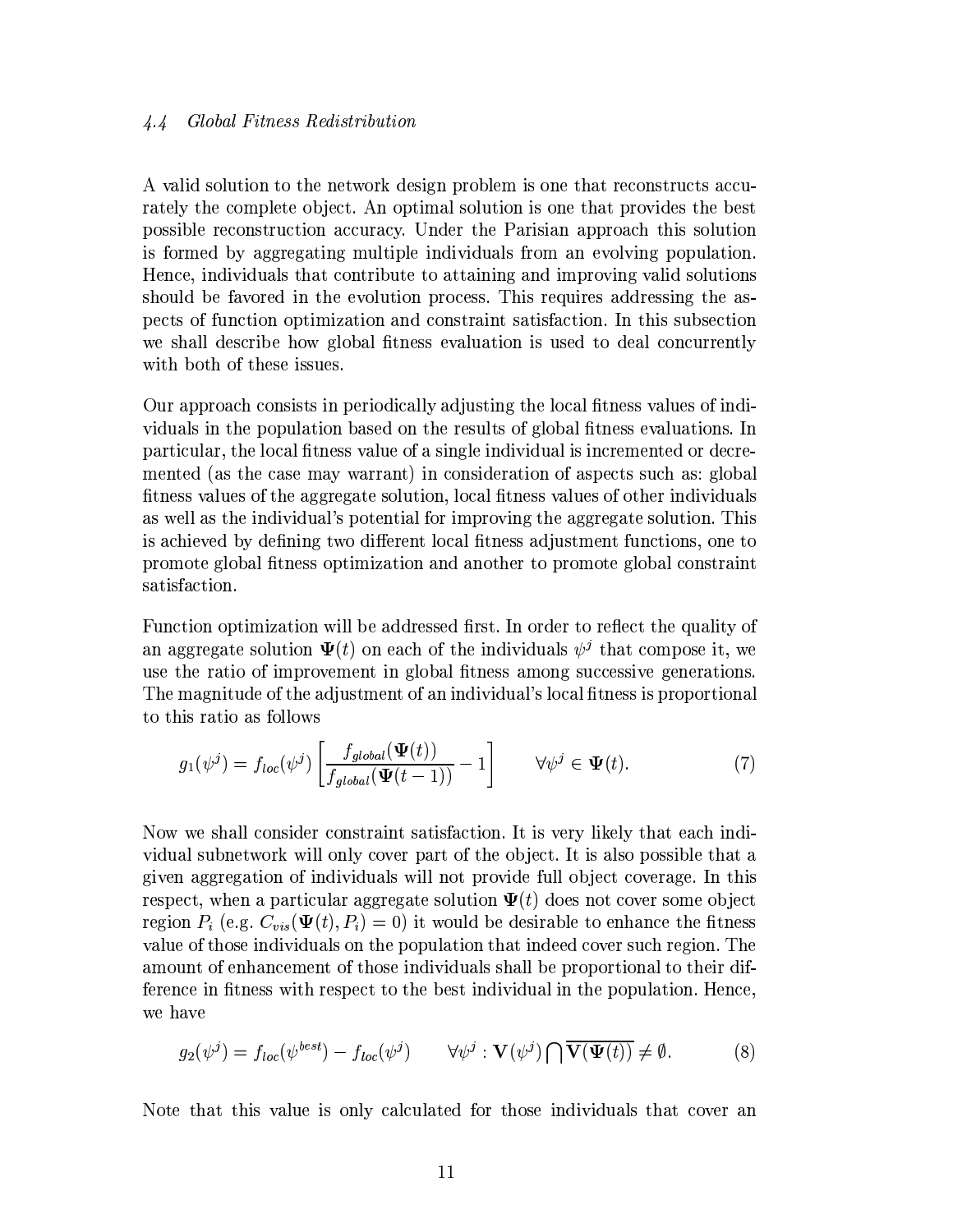### 4.4 Global Fitness Redistribution

A valid solution to the network design problem is one that reconstructs accurately the complete object. An optimal solution is one that provides the best possible reconstruction accuracy. Under the Parisian approach this solution is formed by aggregating multiple individuals from an evolving population. Hence, individuals that contribute to attaining and improving valid solutions should be favored in the evolution process. This requires addressing the aspects of function optimization and constraint satisfaction. In this subsection we shall describe how global fitness evaluation is used to deal concurrently with both of these issues.

Our approach consists in periodically adjusting the local fitness values of individuals in the population based on the results of global fitness evaluations. In particular, the local fitness value of a single individual is incremented or decremented (as the case may warrant) in consideration of aspects such as: global fitness values of the aggregate solution, local fitness values of other individuals as well as the individual's potential for improving the aggregate solution. This is achieved by defining two different local fitness adjustment functions, one to promote global fitness optimization and another to promote global constraint satisfaction.

Function optimization will be addressed first. In order to reflect the quality of an aggregate solution $\mathbf{\Psi}(t)$ on each of the individuals $\psi^j$ that compose it, we use the ratio of improvement in global fitness among successive generations. The magnitude of the adjustment of an individual's local fitness is proportional to this ratio as follows

$$g_1(\psi^j) = f_{loc}(\psi^j)\left[\frac{f_{global}(\mathbf{\Psi}(t))}{f_{global}(\mathbf{\Psi}(t-1))} - 1\right] \qquad \forall \psi^j \in \mathbf{\Psi}(t). \tag{7}$$

Now we shall consider constraint satisfaction. It is very likely that each individual subnetwork will only cover part of the object. It is also possible that a given aggregation of individuals will not provide full object coverage. In this respect, when a particular aggregate solution $\mathbf{\Psi}(t)$ does not cover some object region $P_i$ (e.g. $C_{vis}(\mathbf{\Psi}(t), P_i) = 0$) it would be desirable to enhance the fitness value of those individuals on the population that indeed cover such region. The amount of enhancement of those individuals shall be proportional to their difference in fitness with respect to the best individual in the population. Hence, we have

$$g_2(\psi^j) = f_{loc}(\psi^{best}) - f_{loc}(\psi^j) \qquad \forall \psi^j : \mathbf{V}(\psi^j) \bigcap \overline{\mathbf{V}(\mathbf{\Psi}(t))} \neq \emptyset. \tag{8}$$

Note that this value is only calculated for those individuals that cover an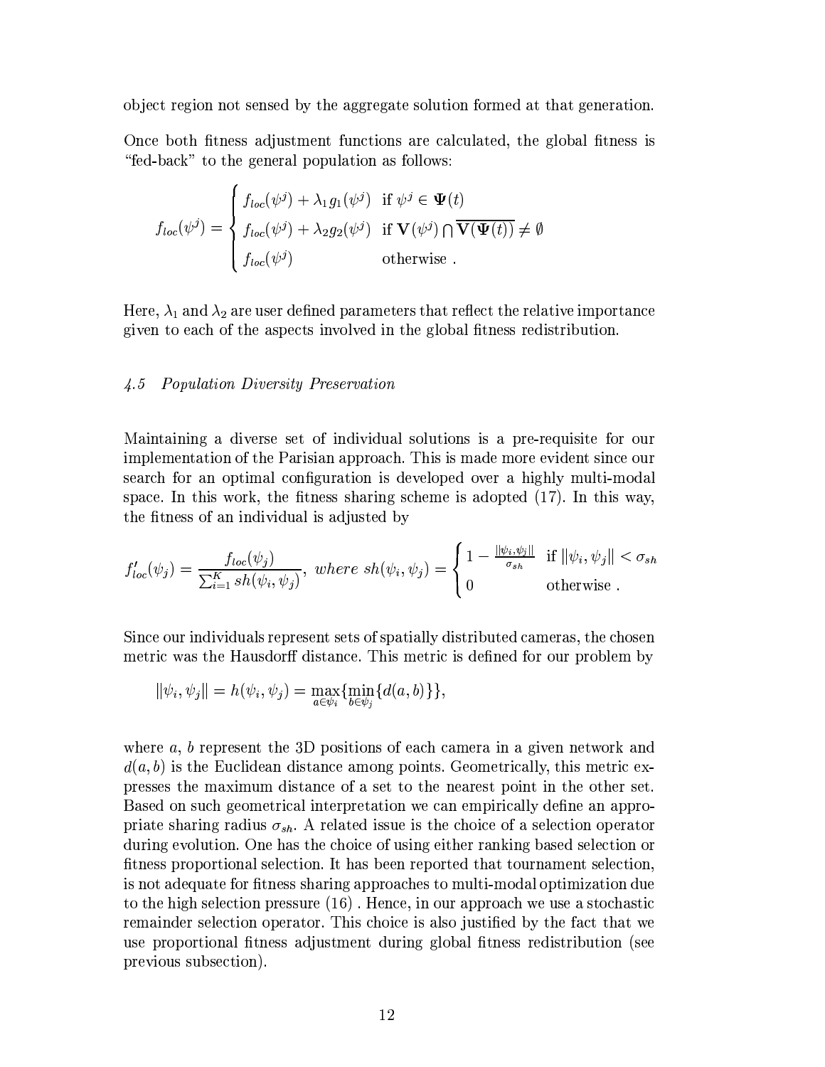object region not sensed by the aggregate solution formed at that generation.

Once both fitness adjustment functions are calculated, the global fitness is "fed-back" to the general population as follows:

$$f_{loc}(\psi^j) = \begin{cases} f_{loc}(\psi^j) + \lambda_1 g_1(\psi^j) & \text{if } \psi^j \in \mathbf{\Psi}(t) \\ f_{loc}(\psi^j) + \lambda_2 g_2(\psi^j) & \text{if } \mathbf{V}(\psi^j) \bigcap \overline{\mathbf{V}(\mathbf{\Psi}(t))} \neq \emptyset \\ f_{loc}(\psi^j) & \text{otherwise .} \end{cases}$$

Here, $\lambda_1$ and $\lambda_2$ are user defined parameters that reflect the relative importance given to each of the aspects involved in the global fitness redistribution.

### *4.5 Population Diversity Preservation*

Maintaining a diverse set of individual solutions is a pre-requisite for our implementation of the Parisian approach. This is made more evident since our search for an optimal configuration is developed over a highly multi-modal space. In this work, the fitness sharing scheme is adopted (17). In this way, the fitness of an individual is adjusted by

$$f'_{loc}(\psi_j) = \frac{f_{loc}(\psi_j)}{\sum_{i=1}^{K} sh(\psi_i, \psi_j)}, \; where \; sh(\psi_i, \psi_j) = \begin{cases} 1 - \frac{\|\psi_i, \psi_j\|}{\sigma_{sh}} & \text{if } \|\psi_i, \psi_j\| < \sigma_{sh} \\ 0 & \text{otherwise .} \end{cases}$$

Since our individuals represent sets of spatially distributed cameras, the chosen metric was the Hausdorff distance. This metric is defined for our problem by

$$\|\psi_i, \psi_j\| = h(\psi_i, \psi_j) = \max_{a \in \psi_i}\{\min_{b \in \psi_j}\{d(a, b)\}\},$$

where $a$, $b$ represent the 3D positions of each camera in a given network and $d(a, b)$ is the Euclidean distance among points. Geometrically, this metric expresses the maximum distance of a set to the nearest point in the other set. Based on such geometrical interpretation we can empirically define an appropriate sharing radius $\sigma_{sh}$. A related issue is the choice of a selection operator during evolution. One has the choice of using either ranking based selection or fitness proportional selection. It has been reported that tournament selection, is not adequate for fitness sharing approaches to multi-modal optimization due to the high selection pressure (16) . Hence, in our approach we use a stochastic remainder selection operator. This choice is also justified by the fact that we use proportional fitness adjustment during global fitness redistribution (see previous subsection).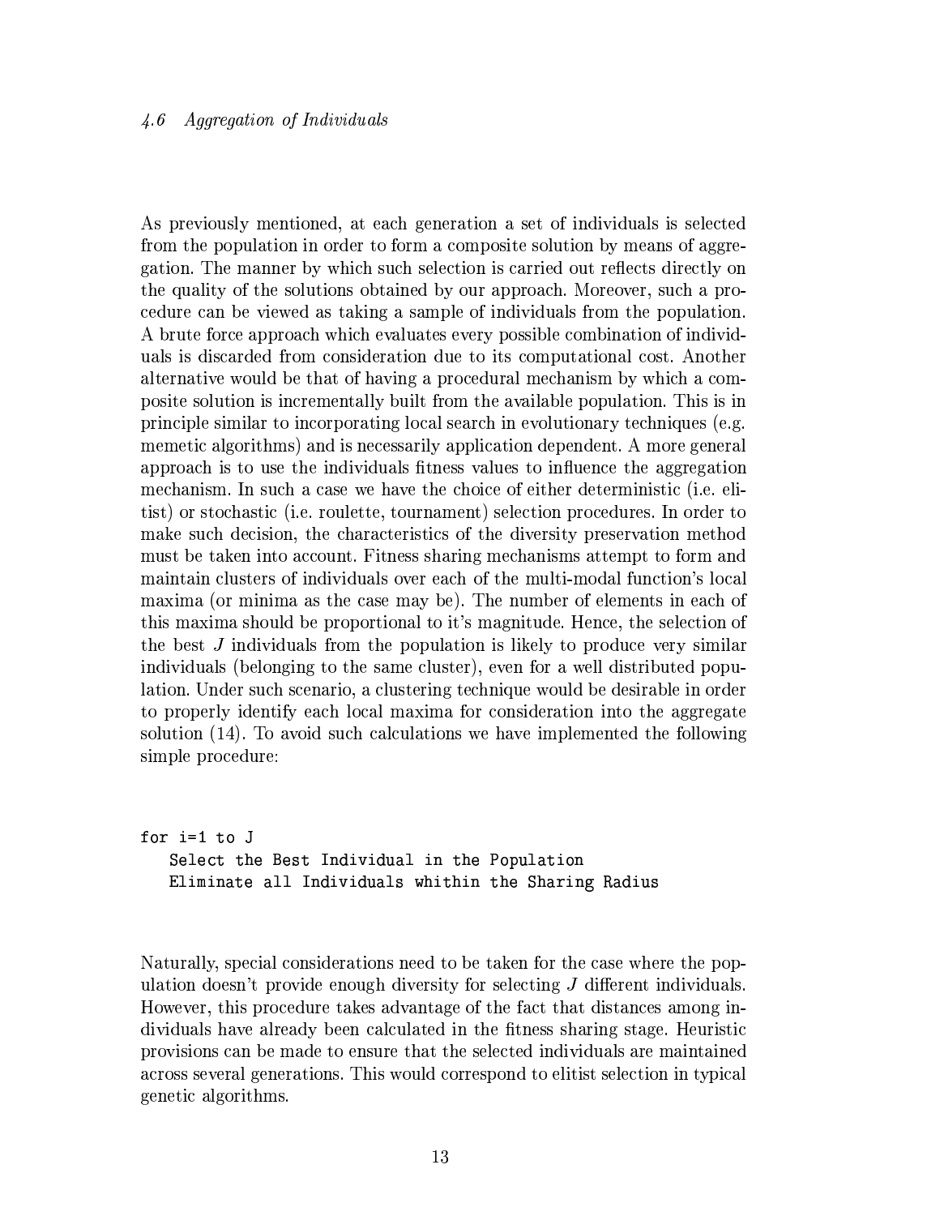### 4.6 Aggregation of Individuals

As previously mentioned, at each generation a set of individuals is selected from the population in order to form a composite solution by means of aggregation. The manner by which such selection is carried out reflects directly on the quality of the solutions obtained by our approach. Moreover, such a procedure can be viewed as taking a sample of individuals from the population. A brute force approach which evaluates every possible combination of individuals is discarded from consideration due to its computational cost. Another alternative would be that of having a procedural mechanism by which a composite solution is incrementally built from the available population. This is in principle similar to incorporating local search in evolutionary techniques (e.g. memetic algorithms) and is necessarily application dependent. A more general approach is to use the individuals fitness values to influence the aggregation mechanism. In such a case we have the choice of either deterministic (i.e. elitist) or stochastic (i.e. roulette, tournament) selection procedures. In order to make such decision, the characteristics of the diversity preservation method must be taken into account. Fitness sharing mechanisms attempt to form and maintain clusters of individuals over each of the multi-modal function's local maxima (or minima as the case may be). The number of elements in each of this maxima should be proportional to it's magnitude. Hence, the selection of the best $J$ individuals from the population is likely to produce very similar individuals (belonging to the same cluster), even for a well distributed population. Under such scenario, a clustering technique would be desirable in order to properly identify each local maxima for consideration into the aggregate solution (14). To avoid such calculations we have implemented the following simple procedure:

```
for i=1 to J
   Select the Best Individual in the Population
   Eliminate all Individuals whithin the Sharing Radius
```

Naturally, special considerations need to be taken for the case where the population doesn't provide enough diversity for selecting $J$ different individuals. However, this procedure takes advantage of the fact that distances among individuals have already been calculated in the fitness sharing stage. Heuristic provisions can be made to ensure that the selected individuals are maintained across several generations. This would correspond to elitist selection in typical genetic algorithms.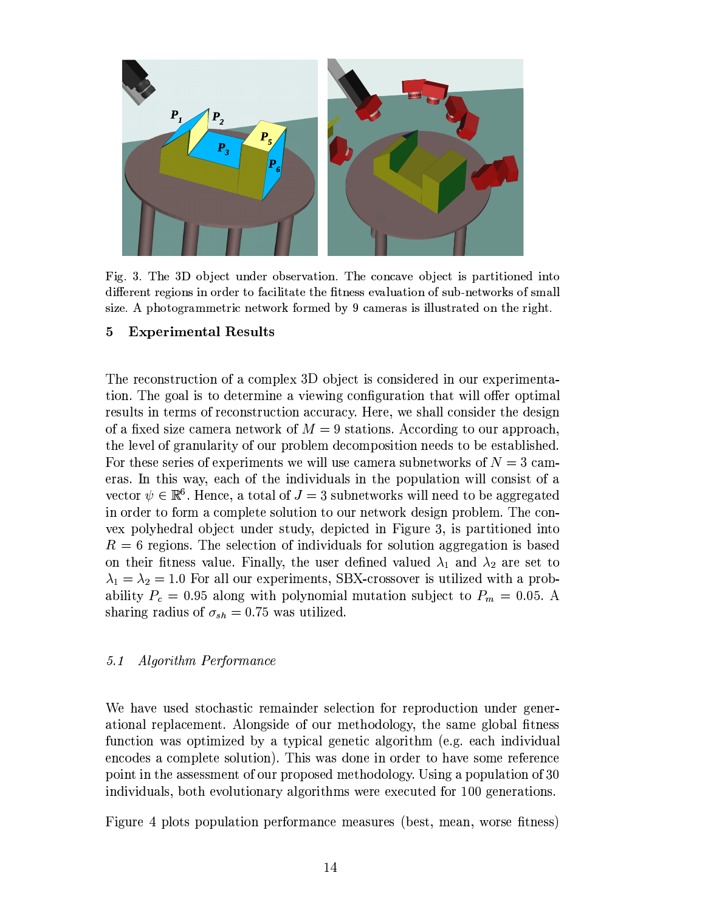Fig. 3. The 3D object under observation. The concave object is partitioned into different regions in order to facilitate the fitness evaluation of sub-networks of small size. A photogrammetric network formed by 9 cameras is illustrated on the right.

## 5 Experimental Results

The reconstruction of a complex 3D object is considered in our experimentation. The goal is to determine a viewing configuration that will offer optimal results in terms of reconstruction accuracy. Here, we shall consider the design of a fixed size camera network of $M = 9$ stations. According to our approach, the level of granularity of our problem decomposition needs to be established. For these series of experiments we will use camera subnetworks of $N = 3$ cameras. In this way, each of the individuals in the population will consist of a vector $\psi \in \mathbb{R}^6$. Hence, a total of $J = 3$ subnetworks will need to be aggregated in order to form a complete solution to our network design problem. The convex polyhedral object under study, depicted in Figure 3, is partitioned into $R = 6$ regions. The selection of individuals for solution aggregation is based on their fitness value. Finally, the user defined valued $\lambda_1$ and $\lambda_2$ are set to $\lambda_1 = \lambda_2 = 1.0$ For all our experiments, SBX-crossover is utilized with a probability $P_c = 0.95$ along with polynomial mutation subject to $P_m = 0.05$. A sharing radius of $\sigma_{sh} = 0.75$ was utilized.

### *5.1 Algorithm Performance*

We have used stochastic remainder selection for reproduction under generational replacement. Alongside of our methodology, the same global fitness function was optimized by a typical genetic algorithm (e.g. each individual encodes a complete solution). This was done in order to have some reference point in the assessment of our proposed methodology. Using a population of 30 individuals, both evolutionary algorithms were executed for 100 generations.

Figure 4 plots population performance measures (best, mean, worse fitness)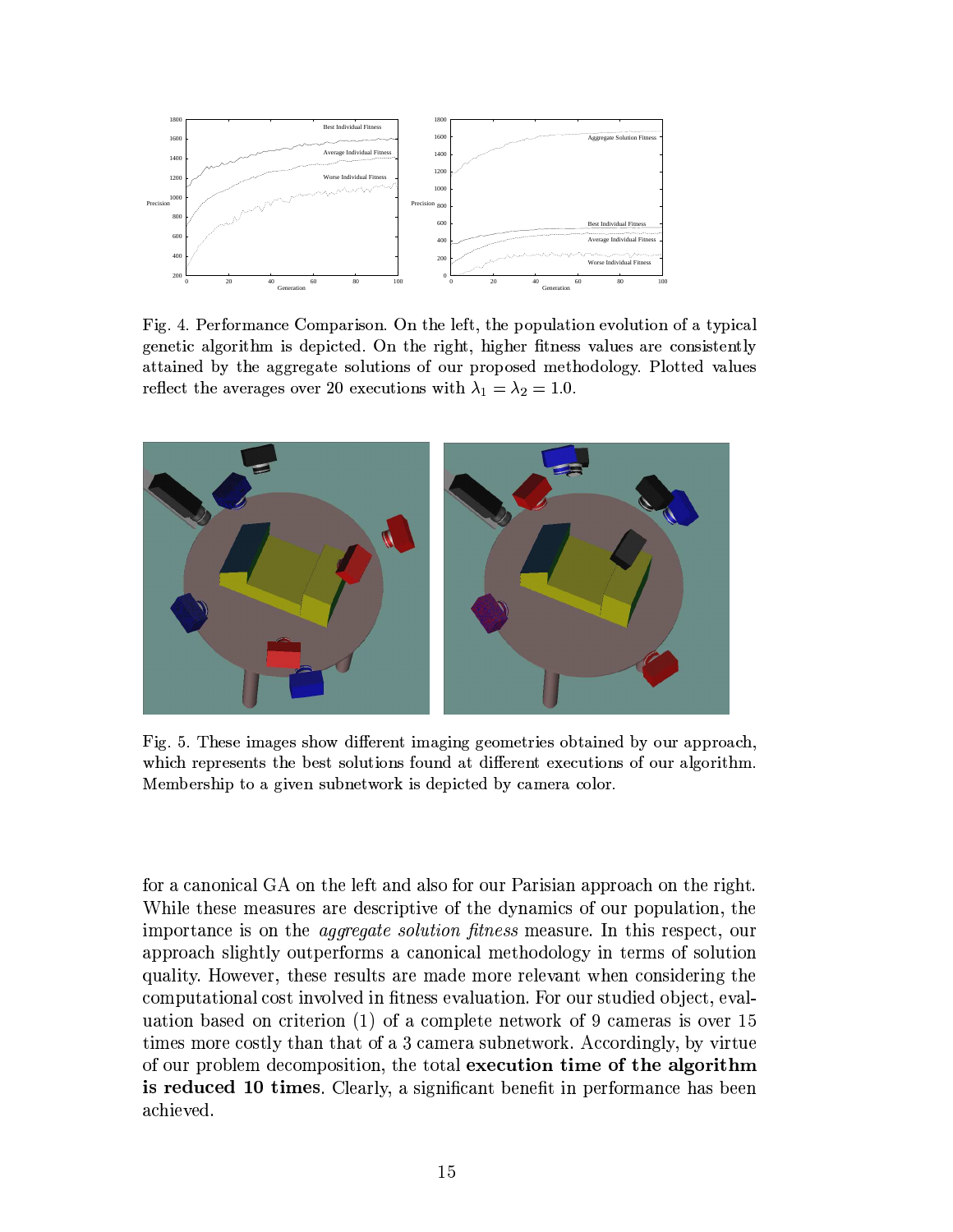Fig. 4. Performance Comparison. On the left, the population evolution of a typical genetic algorithm is depicted. On the right, higher fitness values are consistently attained by the aggregate solutions of our proposed methodology. Plotted values reflect the averages over 20 executions with $\lambda_1 = \lambda_2 = 1.0$.

Fig. 5. These images show different imaging geometries obtained by our approach, which represents the best solutions found at different executions of our algorithm. Membership to a given subnetwork is depicted by camera color.

for a canonical GA on the left and also for our Parisian approach on the right. While these measures are descriptive of the dynamics of our population, the importance is on the *aggregate solution fitness* measure. In this respect, our approach slightly outperforms a canonical methodology in terms of solution quality. However, these results are made more relevant when considering the computational cost involved in fitness evaluation. For our studied object, evaluation based on criterion (1) of a complete network of 9 cameras is over 15 times more costly than that of a 3 camera subnetwork. Accordingly, by virtue of our problem decomposition, the total **execution time of the algorithm is reduced 10 times**. Clearly, a significant benefit in performance has been achieved.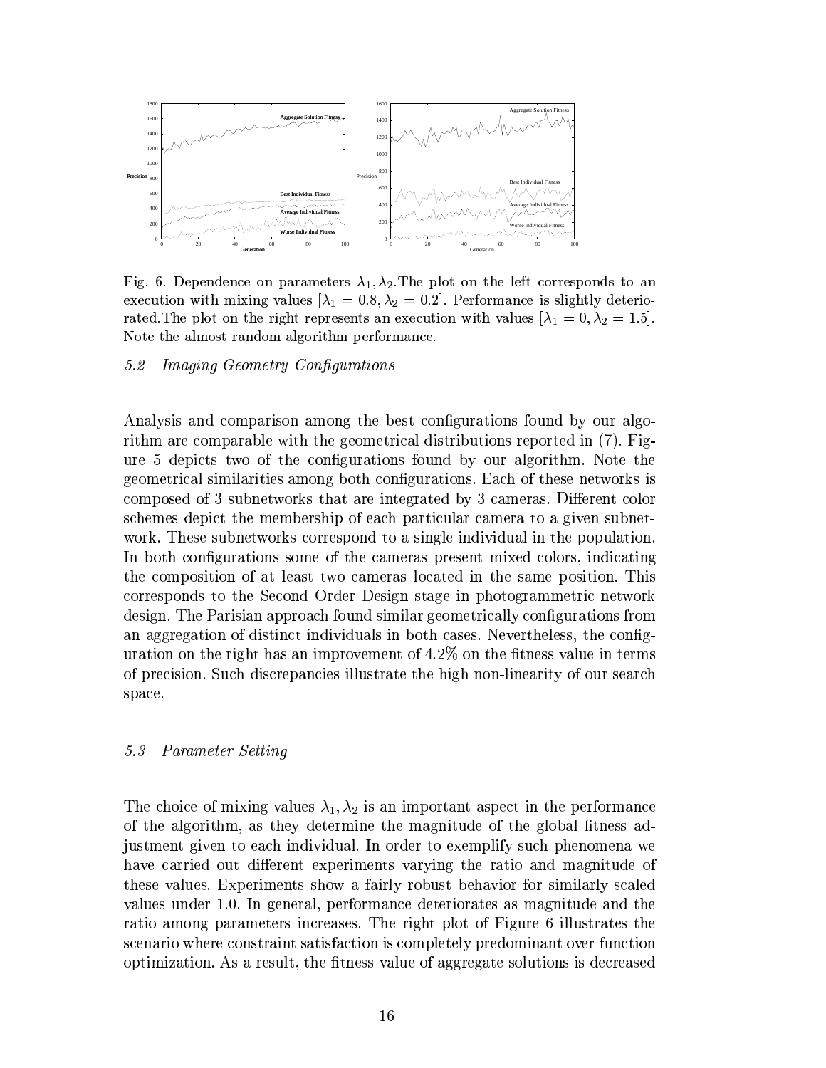Fig. 6. Dependence on parameters $\lambda_1, \lambda_2$.The plot on the left corresponds to an execution with mixing values $[\lambda_1 = 0.8, \lambda_2 = 0.2]$. Performance is slightly deteriorated.The plot on the right represents an execution with values $[\lambda_1 = 0, \lambda_2 = 1.5]$. Note the almost random algorithm performance.

### *5.2 Imaging Geometry Configurations*

Analysis and comparison among the best configurations found by our algorithm are comparable with the geometrical distributions reported in (7). Figure 5 depicts two of the configurations found by our algorithm. Note the geometrical similarities among both configurations. Each of these networks is composed of 3 subnetworks that are integrated by 3 cameras. Different color schemes depict the membership of each particular camera to a given subnetwork. These subnetworks correspond to a single individual in the population. In both configurations some of the cameras present mixed colors, indicating the composition of at least two cameras located in the same position. This corresponds to the Second Order Design stage in photogrammetric network design. The Parisian approach found similar geometrically configurations from an aggregation of distinct individuals in both cases. Nevertheless, the configuration on the right has an improvement of 4.2% on the fitness value in terms of precision. Such discrepancies illustrate the high non-linearity of our search space.

### *5.3 Parameter Setting*

The choice of mixing values $\lambda_1, \lambda_2$ is an important aspect in the performance of the algorithm, as they determine the magnitude of the global fitness adjustment given to each individual. In order to exemplify such phenomena we have carried out different experiments varying the ratio and magnitude of these values. Experiments show a fairly robust behavior for similarly scaled values under 1.0. In general, performance deteriorates as magnitude and the ratio among parameters increases. The right plot of Figure 6 illustrates the scenario where constraint satisfaction is completely predominant over function optimization. As a result, the fitness value of aggregate solutions is decreased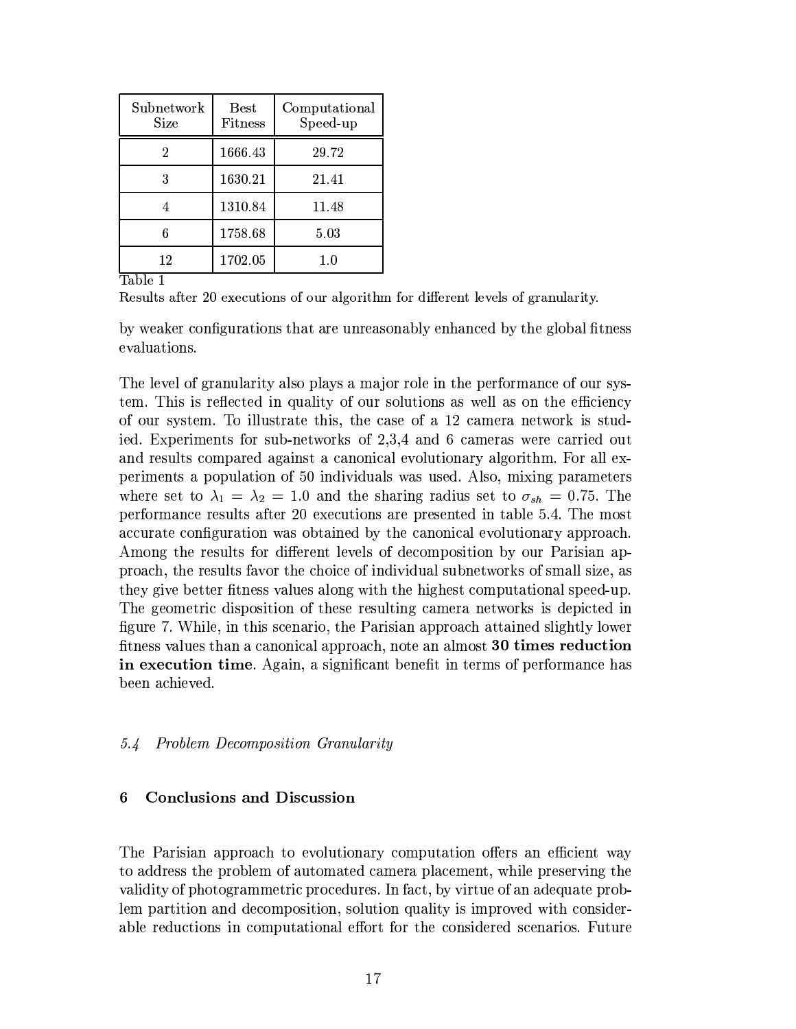| Subnetwork Size | Best Fitness | Computational Speed-up |
|---|---|---|
| 2 | 1666.43 | 29.72 |
| 3 | 1630.21 | 21.41 |
| 4 | 1310.84 | 11.48 |
| 6 | 1758.68 | 5.03 |
| 12 | 1702.05 | 1.0 |

Table 1

Results after 20 executions of our algorithm for different levels of granularity.

by weaker configurations that are unreasonably enhanced by the global fitness evaluations.

The level of granularity also plays a major role in the performance of our system. This is reflected in quality of our solutions as well as on the efficiency of our system. To illustrate this, the case of a 12 camera network is studied. Experiments for sub-networks of 2,3,4 and 6 cameras were carried out and results compared against a canonical evolutionary algorithm. For all experiments a population of 50 individuals was used. Also, mixing parameters where set to $\lambda_1 = \lambda_2 = 1.0$ and the sharing radius set to $\sigma_{sh} = 0.75$. The performance results after 20 executions are presented in table 5.4. The most accurate configuration was obtained by the canonical evolutionary approach. Among the results for different levels of decomposition by our Parisian approach, the results favor the choice of individual subnetworks of small size, as they give better fitness values along with the highest computational speed-up. The geometric disposition of these resulting camera networks is depicted in figure 7. While, in this scenario, the Parisian approach attained slightly lower fitness values than a canonical approach, note an almost **30 times reduction in execution time**. Again, a significant benefit in terms of performance has been achieved.

### *5.4 Problem Decomposition Granularity*

## 6 Conclusions and Discussion

The Parisian approach to evolutionary computation offers an efficient way to address the problem of automated camera placement, while preserving the validity of photogrammetric procedures. In fact, by virtue of an adequate problem partition and decomposition, solution quality is improved with considerable reductions in computational effort for the considered scenarios. Future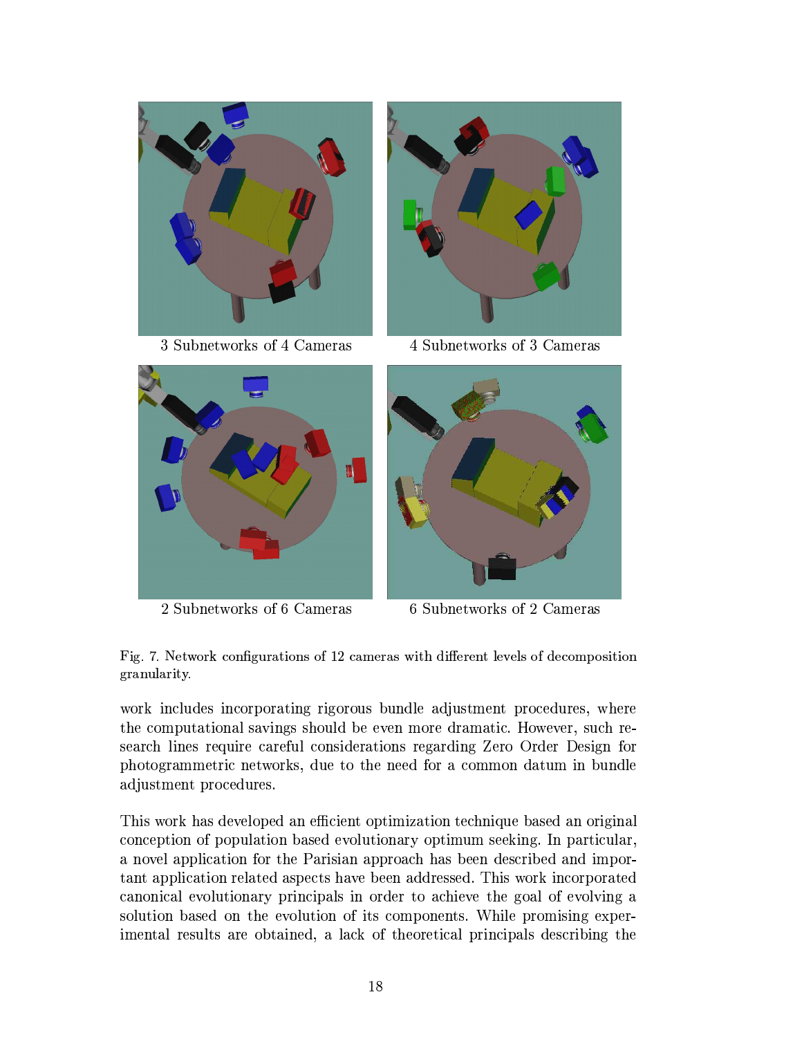3 Subnetworks of 4 Cameras

4 Subnetworks of 3 Cameras

2 Subnetworks of 6 Cameras

6 Subnetworks of 2 Cameras

Fig. 7. Network configurations of 12 cameras with different levels of decomposition granularity.

work includes incorporating rigorous bundle adjustment procedures, where the computational savings should be even more dramatic. However, such research lines require careful considerations regarding Zero Order Design for photogrammetric networks, due to the need for a common datum in bundle adjustment procedures.

This work has developed an efficient optimization technique based an original conception of population based evolutionary optimum seeking. In particular, a novel application for the Parisian approach has been described and important application related aspects have been addressed. This work incorporated canonical evolutionary principals in order to achieve the goal of evolving a solution based on the evolution of its components. While promising experimental results are obtained, a lack of theoretical principals describing the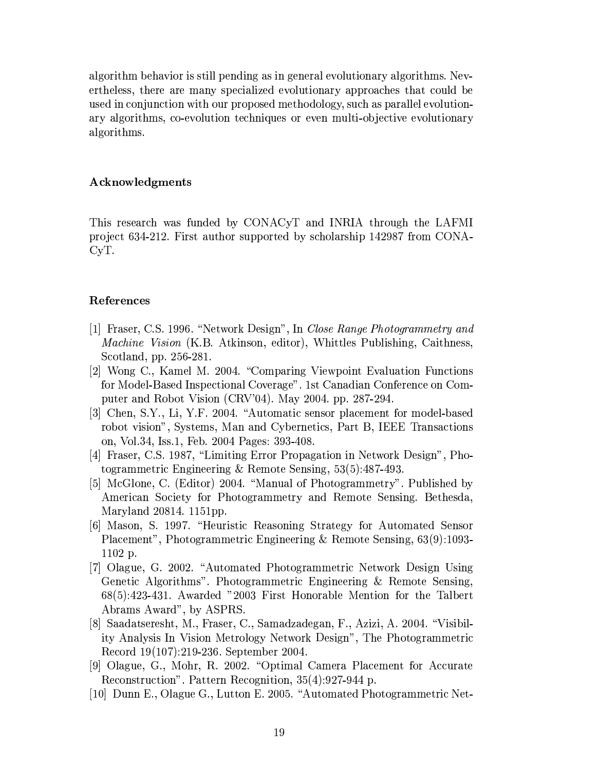algorithm behavior is still pending as in general evolutionary algorithms. Nevertheless, there are many specialized evolutionary approaches that could be used in conjunction with our proposed methodology, such as parallel evolutionary algorithms, co-evolution techniques or even multi-objective evolutionary algorithms.

## Acknowledgments

This research was funded by CONACyT and INRIA through the LAFMI project 634-212. First author supported by scholarship 142987 from CONACyT.

## References

[1] Fraser, C.S. 1996. "Network Design", In *Close Range Photogrammetry and Machine Vision* (K.B. Atkinson, editor), Whittles Publishing, Caithness, Scotland, pp. 256-281.

[2] Wong C., Kamel M. 2004. "Comparing Viewpoint Evaluation Functions for Model-Based Inspectional Coverage". 1st Canadian Conference on Computer and Robot Vision (CRV'04). May 2004. pp. 287-294.

[3] Chen, S.Y., Li, Y.F. 2004. "Automatic sensor placement for model-based robot vision", Systems, Man and Cybernetics, Part B, IEEE Transactions on, Vol.34, Iss.1, Feb. 2004 Pages: 393-408.

[4] Fraser, C.S. 1987, "Limiting Error Propagation in Network Design", Photogrammetric Engineering & Remote Sensing, 53(5):487-493.

[5] McGlone, C. (Editor) 2004. "Manual of Photogrammetry". Published by American Society for Photogrammetry and Remote Sensing. Bethesda, Maryland 20814. 1151pp.

[6] Mason, S. 1997. "Heuristic Reasoning Strategy for Automated Sensor Placement", Photogrammetric Engineering & Remote Sensing, 63(9):1093-1102 p.

[7] Olague, G. 2002. "Automated Photogrammetric Network Design Using Genetic Algorithms". Photogrammetric Engineering & Remote Sensing, 68(5):423-431. Awarded "2003 First Honorable Mention for the Talbert Abrams Award", by ASPRS.

[8] Saadatseresht, M., Fraser, C., Samadzadegan, F., Azizi, A. 2004. "Visibility Analysis In Vision Metrology Network Design", The Photogrammetric Record 19(107):219-236. September 2004.

[9] Olague, G., Mohr, R. 2002. "Optimal Camera Placement for Accurate Reconstruction". Pattern Recognition, 35(4):927-944 p.

[10] Dunn E., Olague G., Lutton E. 2005. "Automated Photogrammetric Net-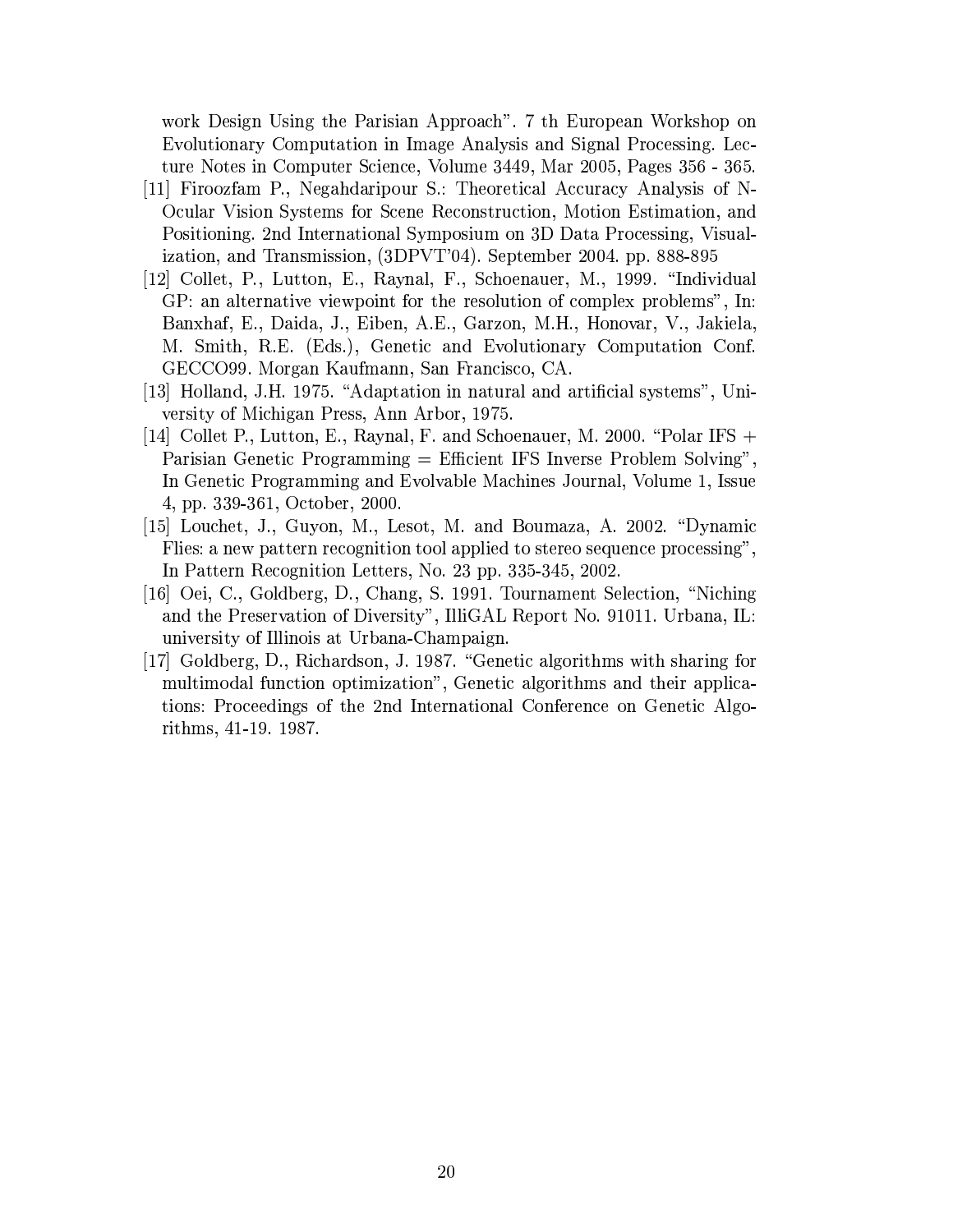work Design Using the Parisian Approach". 7 th European Workshop on Evolutionary Computation in Image Analysis and Signal Processing. Lecture Notes in Computer Science, Volume 3449, Mar 2005, Pages 356 - 365.

[11] Firoozfam P., Negahdaripour S.: Theoretical Accuracy Analysis of N-Ocular Vision Systems for Scene Reconstruction, Motion Estimation, and Positioning. 2nd International Symposium on 3D Data Processing, Visualization, and Transmission, (3DPVT'04). September 2004. pp. 888-895

[12] Collet, P., Lutton, E., Raynal, F., Schoenauer, M., 1999. "Individual GP: an alternative viewpoint for the resolution of complex problems", In: Banxhaf, E., Daida, J., Eiben, A.E., Garzon, M.H., Honovar, V., Jakiela, M. Smith, R.E. (Eds.), Genetic and Evolutionary Computation Conf. GECCO99. Morgan Kaufmann, San Francisco, CA.

[13] Holland, J.H. 1975. "Adaptation in natural and artificial systems", University of Michigan Press, Ann Arbor, 1975.

[14] Collet P., Lutton, E., Raynal, F. and Schoenauer, M. 2000. "Polar IFS + Parisian Genetic Programming = Efficient IFS Inverse Problem Solving", In Genetic Programming and Evolvable Machines Journal, Volume 1, Issue 4, pp. 339-361, October, 2000.

[15] Louchet, J., Guyon, M., Lesot, M. and Boumaza, A. 2002. "Dynamic Flies: a new pattern recognition tool applied to stereo sequence processing", In Pattern Recognition Letters, No. 23 pp. 335-345, 2002.

[16] Oei, C., Goldberg, D., Chang, S. 1991. Tournament Selection, "Niching and the Preservation of Diversity", IlliGAL Report No. 91011. Urbana, IL: university of Illinois at Urbana-Champaign.

[17] Goldberg, D., Richardson, J. 1987. "Genetic algorithms with sharing for multimodal function optimization", Genetic algorithms and their applications: Proceedings of the 2nd International Conference on Genetic Algorithms, 41-19. 1987.